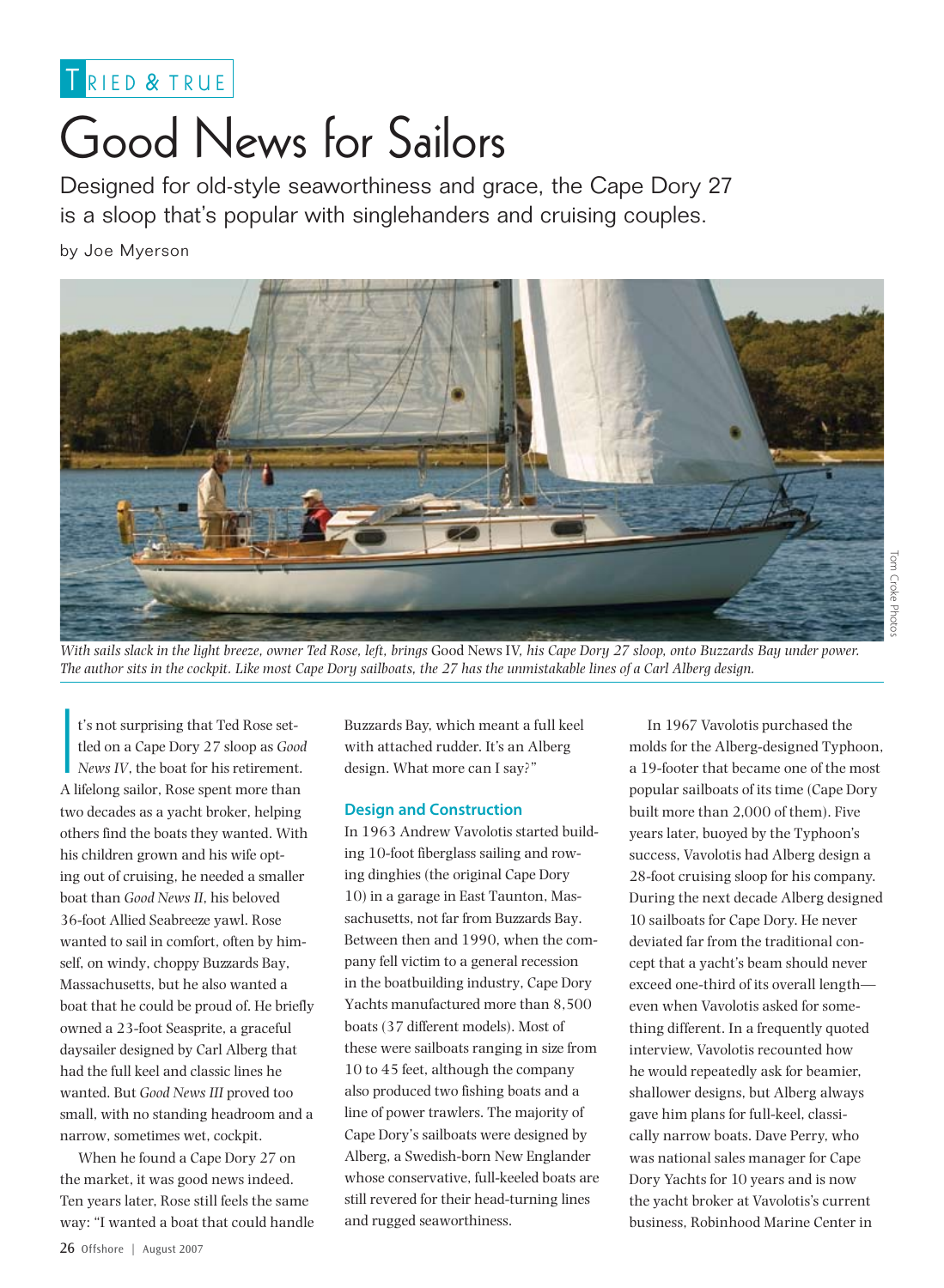TRIED & TRUE

# Good News for Sailors

Designed for old-style seaworthiness and grace, the Cape Dory 27 is a sloop that's popular with singlehanders and cruising couples.

by Joe Myerson

*With sails slack in the light breeze, owner Ted Rose, left, brings* Good News IV, *his Cape Dory 27 sloop, onto Buzzards Bay under power. The author sits in the cockpit. Like most Cape Dory sailboats, the 27 has the unmistakable lines of a Carl Alberg design.*

Tom Croke Photos

It's not surprising that Ted Rose settled on a Cape Dory 27 sloop as *Good News IV*, the boat for his retirement. A lifelong sailor, Rose spent more than two decades as a yacht broker, helping others find the boats they wanted. With his children grown and his wife opting out of cruising, he needed a smaller boat than *Good News II*, his beloved 36-foot Allied Seabreeze yawl. Rose wanted to sail in comfort, often by himself, on windy, choppy Buzzards Bay, Massachusetts, but he also wanted a boat that he could be proud of. He briefly owned a 23-foot Seasprite, a graceful daysailer designed by Carl Alberg that had the full keel and classic lines he wanted. But *Good News III* proved too small, with no standing headroom and a narrow, sometimes wet, cockpit.

When he found a Cape Dory 27 on the market, it was good news indeed. Ten years later, Rose still feels the same way: "I wanted a boat that could handle Buzzards Bay, which meant a full keel with attached rudder. It's an Alberg design. What more can I say?"

## Design and Construction

In 1963 Andrew Vavolotis started building 10-foot fiberglass sailing and rowing dinghies (the original Cape Dory 10) in a garage in East Taunton, Massachusetts, not far from Buzzards Bay. Between then and 1990, when the company fell victim to a general recession in the boatbuilding industry, Cape Dory Yachts manufactured more than 8,500 boats (37 different models). Most of these were sailboats ranging in size from 10 to 45 feet, although the company also produced two fishing boats and a line of power trawlers. The majority of Cape Dory's sailboats were designed by Alberg, a Swedish-born New Englander whose conservative, full-keeled boats are still revered for their head-turning lines and rugged seaworthiness.

In 1967 Vavolotis purchased the molds for the Alberg-designed Typhoon, a 19-footer that became one of the most popular sailboats of its time (Cape Dory built more than 2,000 of them). Five years later, buoyed by the Typhoon's success, Vavolotis had Alberg design a 28-foot cruising sloop for his company. During the next decade Alberg designed 10 sailboats for Cape Dory. He never deviated far from the traditional concept that a yacht's beam should never exceed one-third of its overall length—even when Vavolotis asked for something different. In a frequently quoted interview, Vavolotis recounted how he would repeatedly ask for beamier, shallower designs, but Alberg always gave him plans for full-keel, classically narrow boats. Dave Perry, who was national sales manager for Cape Dory Yachts for 10 years and is now the yacht broker at Vavolotis's current business, Robinhood Marine Center in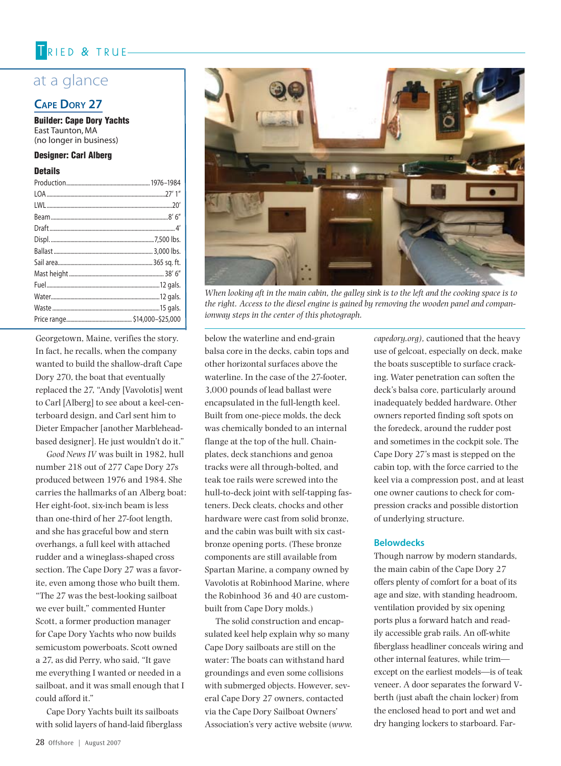## at a glance

### Cape Dory 27

**Builder: Cape Dory Yachts**
East Taunton, MA
(no longer in business)

**Designer: Carl Alberg**

**Details**

| | |
|---|---|
| Production | 1976–1984 |
| LOA | 27′ 1″ |
| LWL | 20′ |
| Beam | 8′ 6″ |
| Draft | 4′ |
| Displ. | 7,500 lbs. |
| Ballast | 3,000 lbs. |
| Sail area | 365 sq. ft. |
| Mast height | 38′ 6″ |
| Fuel | 12 gals. |
| Water | 12 gals. |
| Waste | 15 gals. |
| Price range | $14,000–$25,000 |

*When looking aft in the main cabin, the galley sink is to the left and the cooking space is to the right. Access to the diesel engine is gained by removing the wooden panel and companionway steps in the center of this photograph.*

Georgetown, Maine, verifies the story. In fact, he recalls, when the company wanted to build the shallow-draft Cape Dory 270, the boat that eventually replaced the 27, "Andy [Vavolotis] went to Carl [Alberg] to see about a keel-centerboard design, and Carl sent him to Dieter Empacher [another Marblehead-based designer]. He just wouldn't do it."

*Good News IV* was built in 1982, hull number 218 out of 277 Cape Dory 27s produced between 1976 and 1984. She carries the hallmarks of an Alberg boat: Her eight-foot, six-inch beam is less than one-third of her 27-foot length, and she has graceful bow and stern overhangs, a full keel with attached rudder and a wineglass-shaped cross section. The Cape Dory 27 was a favorite, even among those who built them. "The 27 was the best-looking sailboat we ever built," commented Hunter Scott, a former production manager for Cape Dory Yachts who now builds semicustom powerboats. Scott owned a 27, as did Perry, who said, "It gave me everything I wanted or needed in a sailboat, and it was small enough that I could afford it."

Cape Dory Yachts built its sailboats with solid layers of hand-laid fiberglass below the waterline and end-grain balsa core in the decks, cabin tops and other horizontal surfaces above the waterline. In the case of the 27-footer, 3,000 pounds of lead ballast were encapsulated in the full-length keel. Built from one-piece molds, the deck was chemically bonded to an internal flange at the top of the hull. Chainplates, deck stanchions and genoa tracks were all through-bolted, and teak toe rails were screwed into the hull-to-deck joint with self-tapping fasteners. Deck cleats, chocks and other hardware were cast from solid bronze, and the cabin was built with six cast-bronze opening ports. (These bronze components are still available from Spartan Marine, a company owned by Vavolotis at Robinhood Marine, where the Robinhood 36 and 40 are custom-built from Cape Dory molds.)

The solid construction and encapsulated keel help explain why so many Cape Dory sailboats are still on the water: The boats can withstand hard groundings and even some collisions with submerged objects. However, several Cape Dory 27 owners, contacted via the Cape Dory Sailboat Owners' Association's very active website (*www.capedory.org*), cautioned that the heavy use of gelcoat, especially on deck, make the boats susceptible to surface cracking. Water penetration can soften the deck's balsa core, particularly around inadequately bedded hardware. Other owners reported finding soft spots on the foredeck, around the rudder post and sometimes in the cockpit sole. The Cape Dory 27's mast is stepped on the cabin top, with the force carried to the keel via a compression post, and at least one owner cautions to check for compression cracks and possible distortion of underlying structure.

### Belowdecks

Though narrow by modern standards, the main cabin of the Cape Dory 27 offers plenty of comfort for a boat of its age and size, with standing headroom, ventilation provided by six opening ports plus a forward hatch and readily accessible grab rails. An off-white fiberglass headliner conceals wiring and other internal features, while trim—except on the earliest models—is of teak veneer. A door separates the forward V-berth (just abaft the chain locker) from the enclosed head to port and wet and dry hanging lockers to starboard. Far-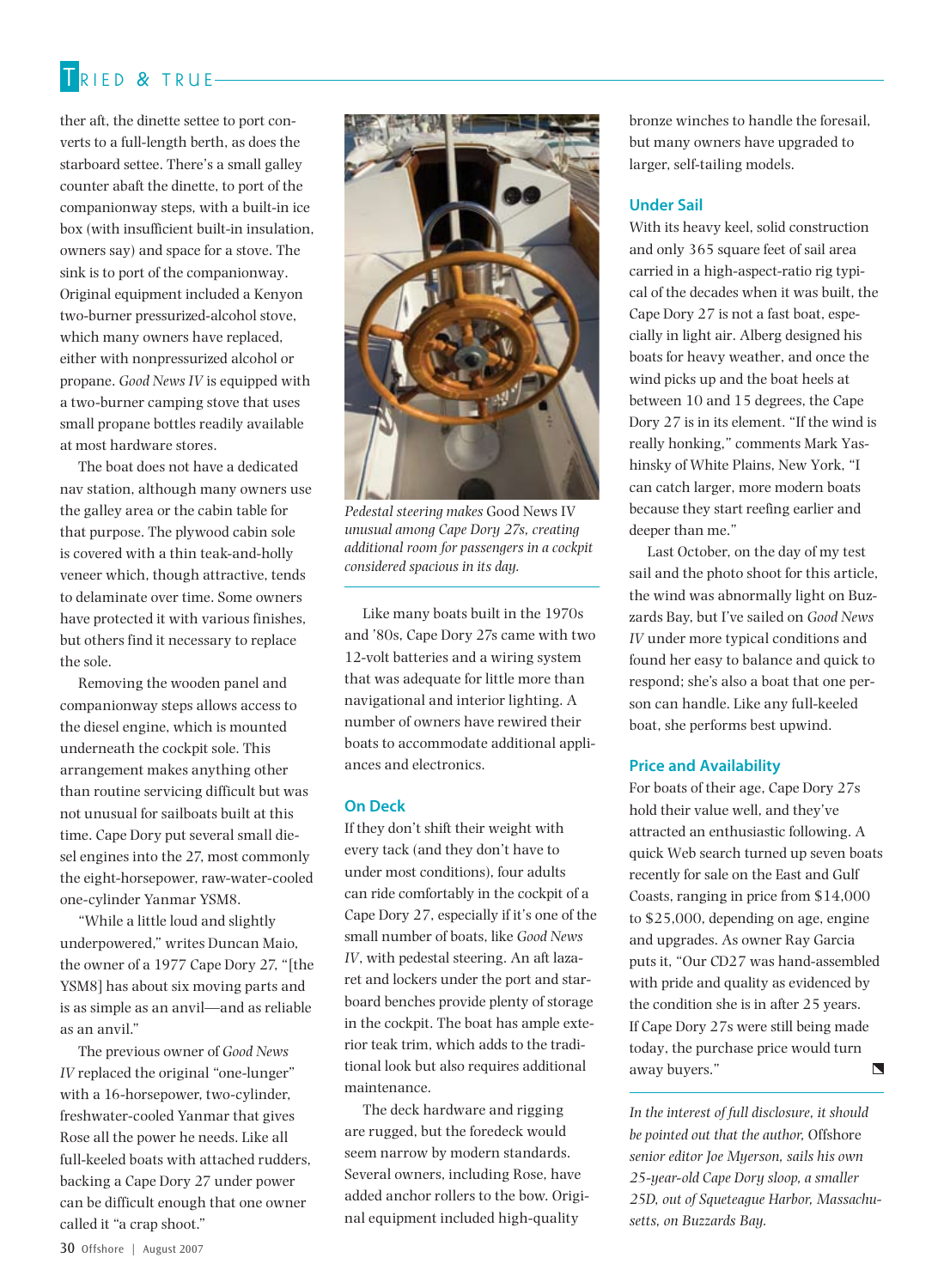ther aft, the dinette settee to port converts to a full-length berth, as does the starboard settee. There's a small galley counter abaft the dinette, to port of the companionway steps, with a built-in ice box (with insufficient built-in insulation, owners say) and space for a stove. The sink is to port of the companionway. Original equipment included a Kenyon two-burner pressurized-alcohol stove, which many owners have replaced, either with nonpressurized alcohol or propane. *Good News IV* is equipped with a two-burner camping stove that uses small propane bottles readily available at most hardware stores.

The boat does not have a dedicated nav station, although many owners use the galley area or the cabin table for that purpose. The plywood cabin sole is covered with a thin teak-and-holly veneer which, though attractive, tends to delaminate over time. Some owners have protected it with various finishes, but others find it necessary to replace the sole.

Removing the wooden panel and companionway steps allows access to the diesel engine, which is mounted underneath the cockpit sole. This arrangement makes anything other than routine servicing difficult but was not unusual for sailboats built at this time. Cape Dory put several small diesel engines into the 27, most commonly the eight-horsepower, raw-water-cooled one-cylinder Yanmar YSM8.

"While a little loud and slightly underpowered," writes Duncan Maio, the owner of a 1977 Cape Dory 27, "[the YSM8] has about six moving parts and is as simple as an anvil—and as reliable as an anvil."

The previous owner of *Good News IV* replaced the original "one-lunger" with a 16-horsepower, two-cylinder, freshwater-cooled Yanmar that gives Rose all the power he needs. Like all full-keeled boats with attached rudders, backing a Cape Dory 27 under power can be difficult enough that one owner called it "a crap shoot."

*Pedestal steering makes* Good News IV *unusual among Cape Dory 27s, creating additional room for passengers in a cockpit considered spacious in its day.*

Like many boats built in the 1970s and '80s, Cape Dory 27s came with two 12-volt batteries and a wiring system that was adequate for little more than navigational and interior lighting. A number of owners have rewired their boats to accommodate additional appliances and electronics.

## On Deck

If they don't shift their weight with every tack (and they don't have to under most conditions), four adults can ride comfortably in the cockpit of a Cape Dory 27, especially if it's one of the small number of boats, like *Good News IV*, with pedestal steering. An aft lazaret and lockers under the port and starboard benches provide plenty of storage in the cockpit. The boat has ample exterior teak trim, which adds to the traditional look but also requires additional maintenance.

The deck hardware and rigging are rugged, but the foredeck would seem narrow by modern standards. Several owners, including Rose, have added anchor rollers to the bow. Original equipment included high-quality bronze winches to handle the foresail, but many owners have upgraded to larger, self-tailing models.

## Under Sail

With its heavy keel, solid construction and only 365 square feet of sail area carried in a high-aspect-ratio rig typical of the decades when it was built, the Cape Dory 27 is not a fast boat, especially in light air. Alberg designed his boats for heavy weather, and once the wind picks up and the boat heels at between 10 and 15 degrees, the Cape Dory 27 is in its element. "If the wind is really honking," comments Mark Yashinsky of White Plains, New York, "I can catch larger, more modern boats because they start reefing earlier and deeper than me."

Last October, on the day of my test sail and the photo shoot for this article, the wind was abnormally light on Buzzards Bay, but I've sailed on *Good News IV* under more typical conditions and found her easy to balance and quick to respond; she's also a boat that one person can handle. Like any full-keeled boat, she performs best upwind.

## Price and Availability

For boats of their age, Cape Dory 27s hold their value well, and they've attracted an enthusiastic following. A quick Web search turned up seven boats recently for sale on the East and Gulf Coasts, ranging in price from $14,000 to $25,000, depending on age, engine and upgrades. As owner Ray Garcia puts it, "Our CD27 was hand-assembled with pride and quality as evidenced by the condition she is in after 25 years. If Cape Dory 27s were still being made today, the purchase price would turn away buyers."

*In the interest of full disclosure, it should be pointed out that the author,* Offshore *senior editor Joe Myerson, sails his own 25-year-old Cape Dory sloop, a smaller 25D, out of Squeteague Harbor, Massachusetts, on Buzzards Bay.*